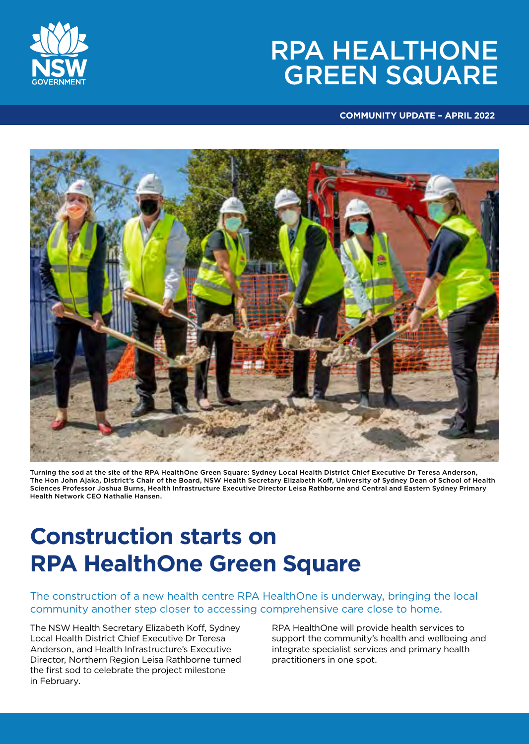# RPA HEALTHONE GREEN SQUARE

**COMMUNITY UPDATE – APRIL 2022**

Turning the sod at the site of the RPA HealthOne Green Square: Sydney Local Health District Chief Executive Dr Teresa Anderson, The Hon John Ajaka, District's Chair of the Board, NSW Health Secretary Elizabeth Koff, University of Sydney Dean of School of Health Sciences Professor Joshua Burns, Health Infrastructure Executive Director Leisa Rathborne and Central and Eastern Sydney Primary Health Network CEO Nathalie Hansen.

## Construction starts on RPA HealthOne Green Square

The construction of a new health centre RPA HealthOne is underway, bringing the local community another step closer to accessing comprehensive care close to home.

The NSW Health Secretary Elizabeth Koff, Sydney Local Health District Chief Executive Dr Teresa Anderson, and Health Infrastructure's Executive Director, Northern Region Leisa Rathborne turned the first sod to celebrate the project milestone in February.

RPA HealthOne will provide health services to support the community's health and wellbeing and integrate specialist services and primary health practitioners in one spot.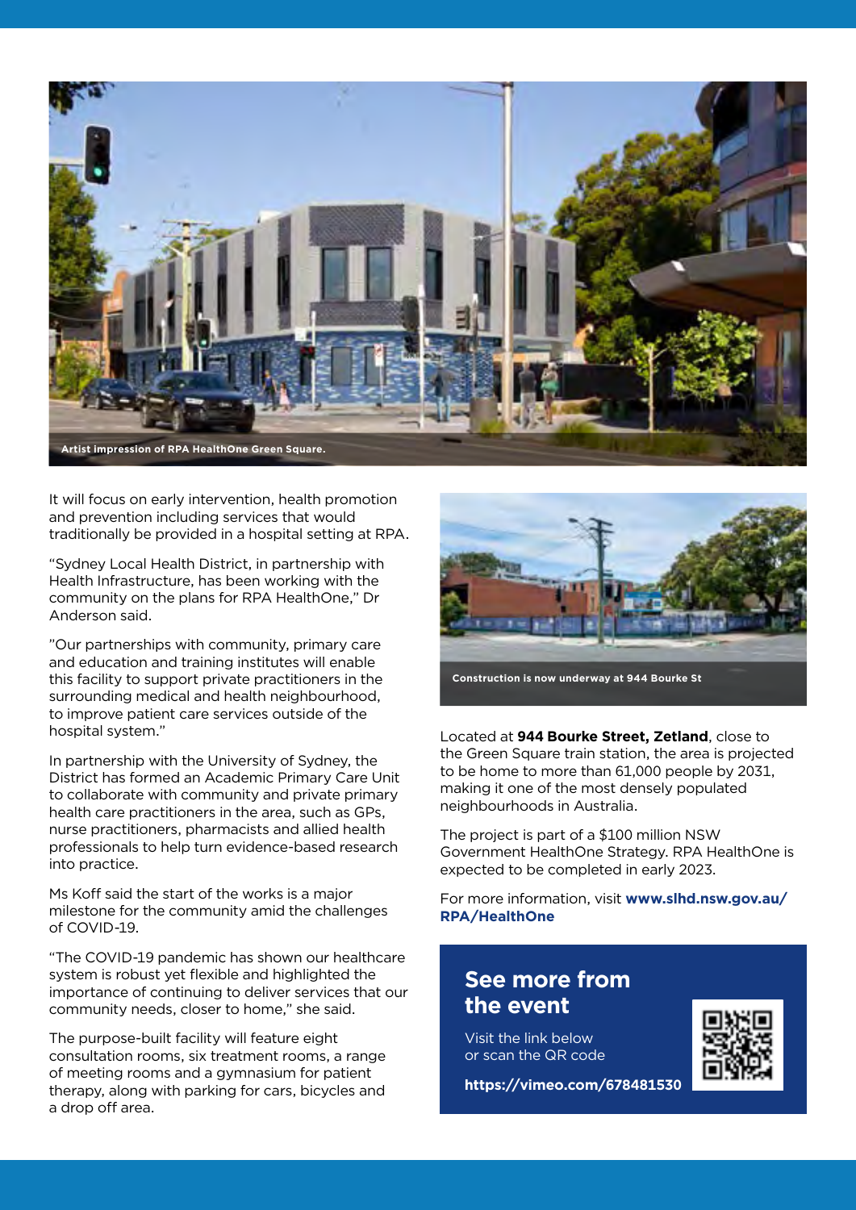Artist impression of RPA HealthOne Green Square.

It will focus on early intervention, health promotion and prevention including services that would traditionally be provided in a hospital setting at RPA.

“Sydney Local Health District, in partnership with Health Infrastructure, has been working with the community on the plans for RPA HealthOne,” Dr Anderson said.

”Our partnerships with community, primary care and education and training institutes will enable this facility to support private practitioners in the surrounding medical and health neighbourhood, to improve patient care services outside of the hospital system.”

In partnership with the University of Sydney, the District has formed an Academic Primary Care Unit to collaborate with community and private primary health care practitioners in the area, such as GPs, nurse practitioners, pharmacists and allied health professionals to help turn evidence-based research into practice.

Ms Koff said the start of the works is a major milestone for the community amid the challenges of COVID-19.

“The COVID-19 pandemic has shown our healthcare system is robust yet flexible and highlighted the importance of continuing to deliver services that our community needs, closer to home,” she said.

The purpose-built facility will feature eight consultation rooms, six treatment rooms, a range of meeting rooms and a gymnasium for patient therapy, along with parking for cars, bicycles and a drop off area.

Construction is now underway at 944 Bourke St

Located at **944 Bourke Street, Zetland**, close to the Green Square train station, the area is projected to be home to more than 61,000 people by 2031, making it one of the most densely populated neighbourhoods in Australia.

The project is part of a $100 million NSW Government HealthOne Strategy. RPA HealthOne is expected to be completed in early 2023.

For more information, visit **www.slhd.nsw.gov.au/RPA/HealthOne**

## See more from the event

Visit the link below or scan the QR code

**https://vimeo.com/678481530**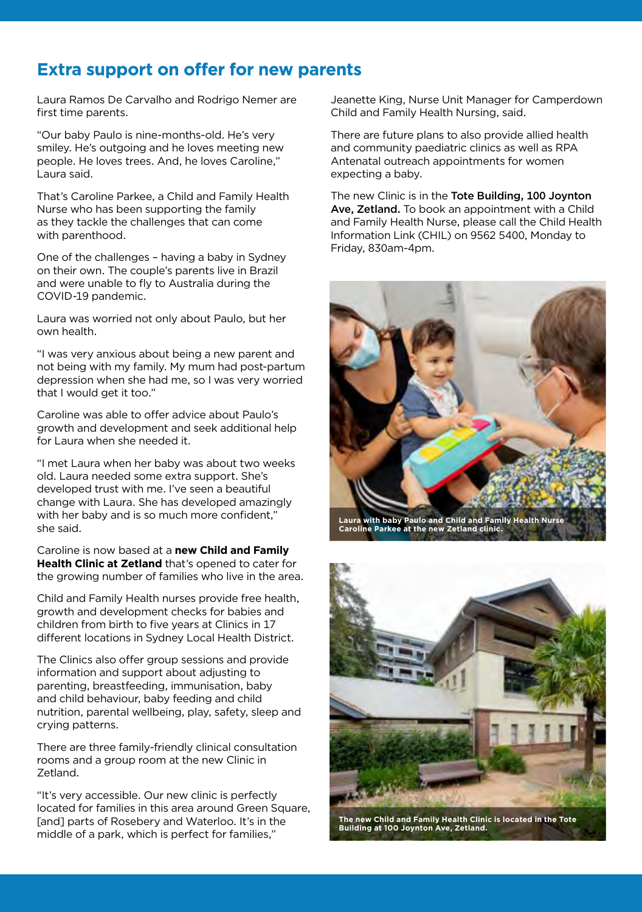## Extra support on offer for new parents

Laura Ramos De Carvalho and Rodrigo Nemer are first time parents.

"Our baby Paulo is nine-months-old. He's very smiley. He's outgoing and he loves meeting new people. He loves trees. And, he loves Caroline," Laura said.

That's Caroline Parkee, a Child and Family Health Nurse who has been supporting the family as they tackle the challenges that can come with parenthood.

One of the challenges – having a baby in Sydney on their own. The couple's parents live in Brazil and were unable to fly to Australia during the COVID-19 pandemic.

Laura was worried not only about Paulo, but her own health.

"I was very anxious about being a new parent and not being with my family. My mum had post-partum depression when she had me, so I was very worried that I would get it too."

Caroline was able to offer advice about Paulo's growth and development and seek additional help for Laura when she needed it.

"I met Laura when her baby was about two weeks old. Laura needed some extra support. She's developed trust with me. I've seen a beautiful change with Laura. She has developed amazingly with her baby and is so much more confident," she said.

Caroline is now based at a **new Child and Family Health Clinic at Zetland** that's opened to cater for the growing number of families who live in the area.

Child and Family Health nurses provide free health, growth and development checks for babies and children from birth to five years at Clinics in 17 different locations in Sydney Local Health District.

The Clinics also offer group sessions and provide information and support about adjusting to parenting, breastfeeding, immunisation, baby and child behaviour, baby feeding and child nutrition, parental wellbeing, play, safety, sleep and crying patterns.

There are three family-friendly clinical consultation rooms and a group room at the new Clinic in Zetland.

"It's very accessible. Our new clinic is perfectly located for families in this area around Green Square, [and] parts of Rosebery and Waterloo. It's in the middle of a park, which is perfect for families," Jeanette King, Nurse Unit Manager for Camperdown Child and Family Health Nursing, said.

There are future plans to also provide allied health and community paediatric clinics as well as RPA Antenatal outreach appointments for women expecting a baby.

The new Clinic is in the **Tote Building, 100 Joynton Ave, Zetland.** To book an appointment with a Child and Family Health Nurse, please call the Child Health Information Link (CHIL) on 9562 5400, Monday to Friday, 830am-4pm.

Laura with baby Paulo and Child and Family Health Nurse Caroline Parkee at the new Zetland clinic.

The new Child and Family Health Clinic is located in the Tote Building at 100 Joynton Ave, Zetland.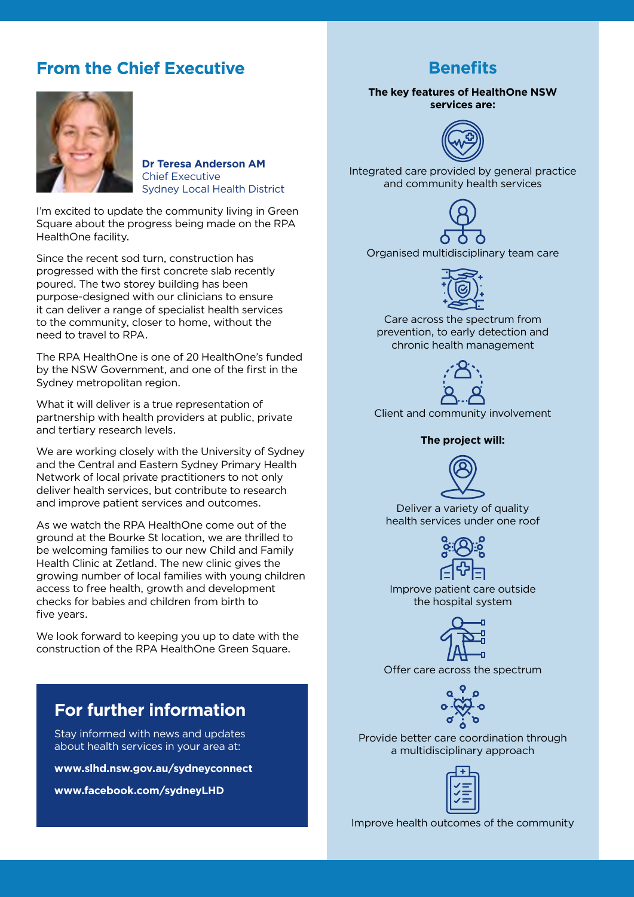## From the Chief Executive

**Dr Teresa Anderson AM**
Chief Executive
Sydney Local Health District

I'm excited to update the community living in Green Square about the progress being made on the RPA HealthOne facility.

Since the recent sod turn, construction has progressed with the first concrete slab recently poured. The two storey building has been purpose-designed with our clinicians to ensure it can deliver a range of specialist health services to the community, closer to home, without the need to travel to RPA.

The RPA HealthOne is one of 20 HealthOne's funded by the NSW Government, and one of the first in the Sydney metropolitan region.

What it will deliver is a true representation of partnership with health providers at public, private and tertiary research levels.

We are working closely with the University of Sydney and the Central and Eastern Sydney Primary Health Network of local private practitioners to not only deliver health services, but contribute to research and improve patient services and outcomes.

As we watch the RPA HealthOne come out of the ground at the Bourke St location, we are thrilled to be welcoming families to our new Child and Family Health Clinic at Zetland. The new clinic gives the growing number of local families with young children access to free health, growth and development checks for babies and children from birth to five years.

We look forward to keeping you up to date with the construction of the RPA HealthOne Green Square.

## For further information

Stay informed with news and updates about health services in your area at:

**www.slhd.nsw.gov.au/sydneyconnect**

**www.facebook.com/sydneyLHD**

## Benefits

**The key features of HealthOne NSW services are:**

Integrated care provided by general practice and community health services

Organised multidisciplinary team care

Care across the spectrum from prevention, to early detection and chronic health management

Client and community involvement

**The project will:**

Deliver a variety of quality health services under one roof

Improve patient care outside the hospital system

Offer care across the spectrum

Provide better care coordination through a multidisciplinary approach

Improve health outcomes of the community